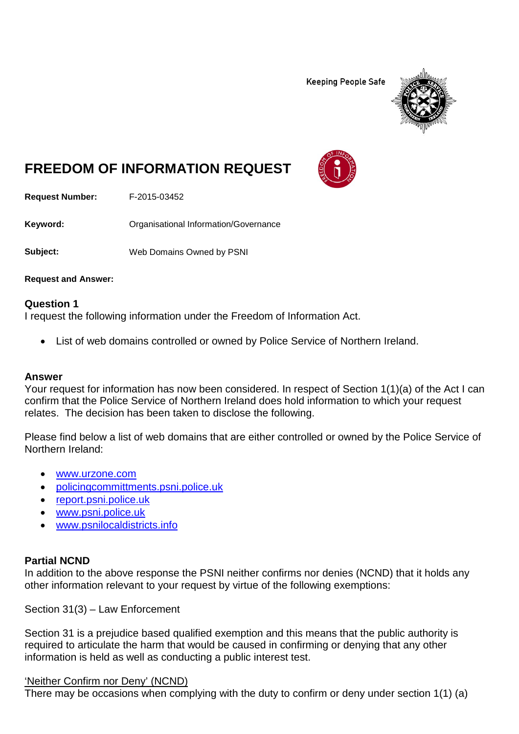Keeping People Safe

# FREEDOM OF INFORMATION REQUEST

**Request Number:** F-2015-03452

**Keyword:** Organisational Information/Governance

**Subject:** Web Domains Owned by PSNI

**Request and Answer:**

## Question 1

I request the following information under the Freedom of Information Act.

- List of web domains controlled or owned by Police Service of Northern Ireland.

## Answer

Your request for information has now been considered. In respect of Section 1(1)(a) of the Act I can confirm that the Police Service of Northern Ireland does hold information to which your request relates. The decision has been taken to disclose the following.

Please find below a list of web domains that are either controlled or owned by the Police Service of Northern Ireland:

- www.urzone.com
- policingcommittments.psni.police.uk
- report.psni.police.uk
- www.psni.police.uk
- www.psnilocaldistricts.info

## Partial NCND

In addition to the above response the PSNI neither confirms nor denies (NCND) that it holds any other information relevant to your request by virtue of the following exemptions:

Section 31(3) – Law Enforcement

Section 31 is a prejudice based qualified exemption and this means that the public authority is required to articulate the harm that would be caused in confirming or denying that any other information is held as well as conducting a public interest test.

'Neither Confirm nor Deny' (NCND)

There may be occasions when complying with the duty to confirm or deny under section 1(1) (a)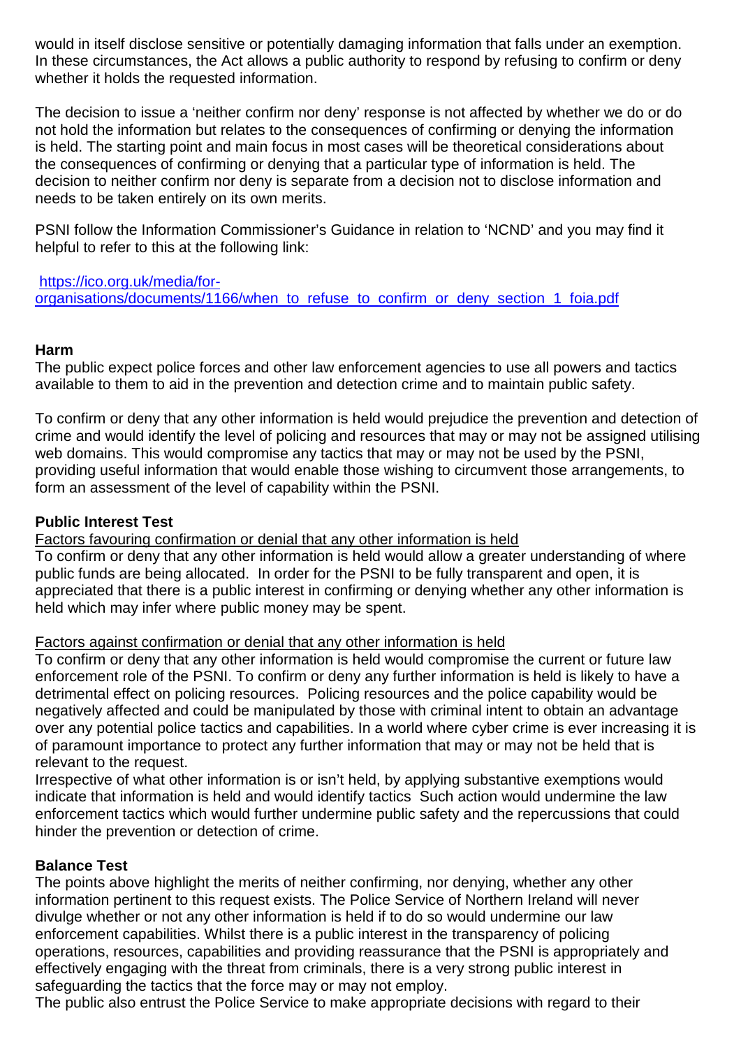would in itself disclose sensitive or potentially damaging information that falls under an exemption. In these circumstances, the Act allows a public authority to respond by refusing to confirm or deny whether it holds the requested information.

The decision to issue a 'neither confirm nor deny' response is not affected by whether we do or do not hold the information but relates to the consequences of confirming or denying the information is held. The starting point and main focus in most cases will be theoretical considerations about the consequences of confirming or denying that a particular type of information is held. The decision to neither confirm nor deny is separate from a decision not to disclose information and needs to be taken entirely on its own merits.

PSNI follow the Information Commissioner's Guidance in relation to 'NCND' and you may find it helpful to refer to this at the following link:

[https://ico.org.uk/media/for-organisations/documents/1166/when_to_refuse_to_confirm_or_deny_section_1_foia.pdf](https://ico.org.uk/media/for-organisations/documents/1166/when_to_refuse_to_confirm_or_deny_section_1_foia.pdf)

**Harm**

The public expect police forces and other law enforcement agencies to use all powers and tactics available to them to aid in the prevention and detection crime and to maintain public safety.

To confirm or deny that any other information is held would prejudice the prevention and detection of crime and would identify the level of policing and resources that may or may not be assigned utilising web domains. This would compromise any tactics that may or may not be used by the PSNI, providing useful information that would enable those wishing to circumvent those arrangements, to form an assessment of the level of capability within the PSNI.

**Public Interest Test**

Factors favouring confirmation or denial that any other information is held

To confirm or deny that any other information is held would allow a greater understanding of where public funds are being allocated. In order for the PSNI to be fully transparent and open, it is appreciated that there is a public interest in confirming or denying whether any other information is held which may infer where public money may be spent.

Factors against confirmation or denial that any other information is held

To confirm or deny that any other information is held would compromise the current or future law enforcement role of the PSNI. To confirm or deny any further information is held is likely to have a detrimental effect on policing resources. Policing resources and the police capability would be negatively affected and could be manipulated by those with criminal intent to obtain an advantage over any potential police tactics and capabilities. In a world where cyber crime is ever increasing it is of paramount importance to protect any further information that may or may not be held that is relevant to the request.

Irrespective of what other information is or isn't held, by applying substantive exemptions would indicate that information is held and would identify tactics Such action would undermine the law enforcement tactics which would further undermine public safety and the repercussions that could hinder the prevention or detection of crime.

**Balance Test**

The points above highlight the merits of neither confirming, nor denying, whether any other information pertinent to this request exists. The Police Service of Northern Ireland will never divulge whether or not any other information is held if to do so would undermine our law enforcement capabilities. Whilst there is a public interest in the transparency of policing operations, resources, capabilities and providing reassurance that the PSNI is appropriately and effectively engaging with the threat from criminals, there is a very strong public interest in safeguarding the tactics that the force may or may not employ.

The public also entrust the Police Service to make appropriate decisions with regard to their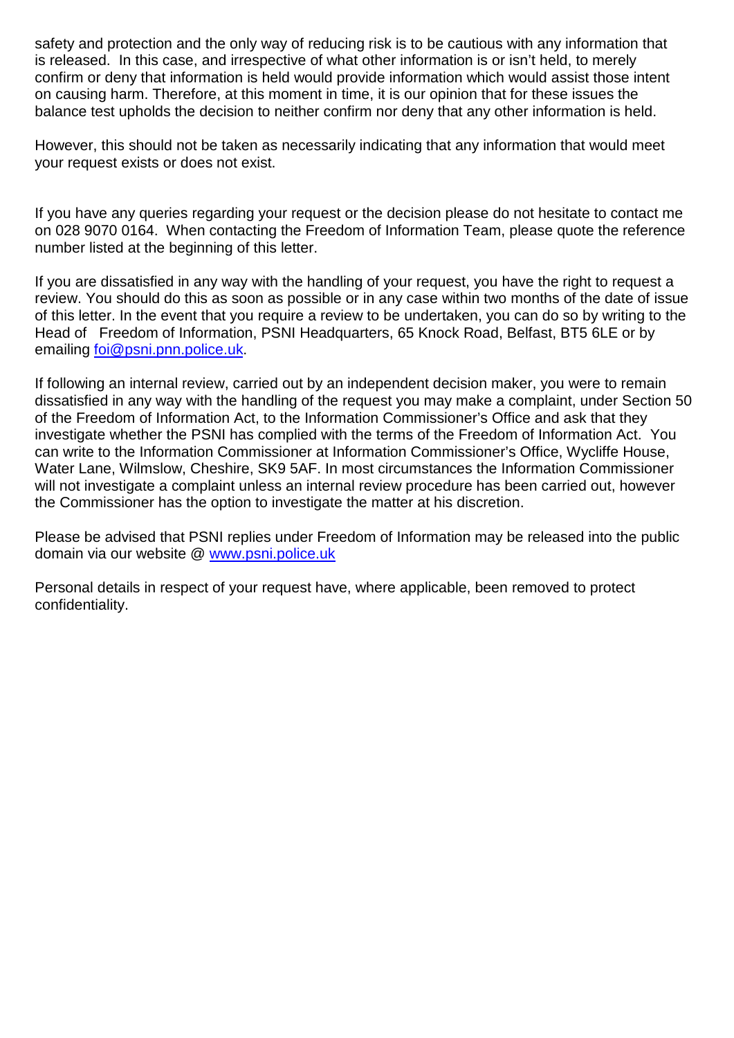safety and protection and the only way of reducing risk is to be cautious with any information that is released. In this case, and irrespective of what other information is or isn't held, to merely confirm or deny that information is held would provide information which would assist those intent on causing harm. Therefore, at this moment in time, it is our opinion that for these issues the balance test upholds the decision to neither confirm nor deny that any other information is held.

However, this should not be taken as necessarily indicating that any information that would meet your request exists or does not exist.

If you have any queries regarding your request or the decision please do not hesitate to contact me on 028 9070 0164. When contacting the Freedom of Information Team, please quote the reference number listed at the beginning of this letter.

If you are dissatisfied in any way with the handling of your request, you have the right to request a review. You should do this as soon as possible or in any case within two months of the date of issue of this letter. In the event that you require a review to be undertaken, you can do so by writing to the Head of Freedom of Information, PSNI Headquarters, 65 Knock Road, Belfast, BT5 6LE or by emailing [foi@psni.pnn.police.uk](mailto:foi@psni.pnn.police.uk).

If following an internal review, carried out by an independent decision maker, you were to remain dissatisfied in any way with the handling of the request you may make a complaint, under Section 50 of the Freedom of Information Act, to the Information Commissioner's Office and ask that they investigate whether the PSNI has complied with the terms of the Freedom of Information Act. You can write to the Information Commissioner at Information Commissioner's Office, Wycliffe House, Water Lane, Wilmslow, Cheshire, SK9 5AF. In most circumstances the Information Commissioner will not investigate a complaint unless an internal review procedure has been carried out, however the Commissioner has the option to investigate the matter at his discretion.

Please be advised that PSNI replies under Freedom of Information may be released into the public domain via our website @ [www.psni.police.uk](http://www.psni.police.uk)

Personal details in respect of your request have, where applicable, been removed to protect confidentiality.